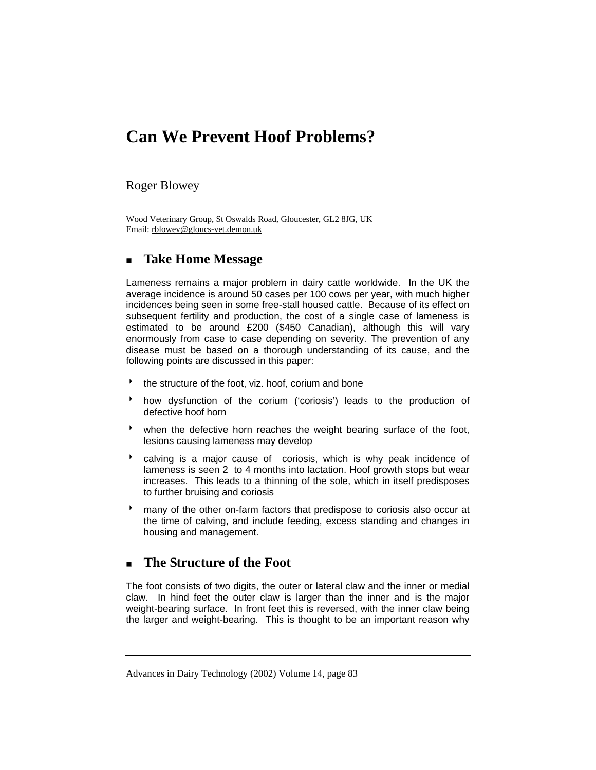# Can We Prevent Hoof Problems?

Roger Blowey

Wood Veterinary Group, St Oswalds Road, Gloucester, GL2 8JG, UK
Email: rblowey@gloucs-vet.demon.uk

## Take Home Message

Lameness remains a major problem in dairy cattle worldwide. In the UK the average incidence is around 50 cases per 100 cows per year, with much higher incidences being seen in some free-stall housed cattle. Because of its effect on subsequent fertility and production, the cost of a single case of lameness is estimated to be around £200 ($450 Canadian), although this will vary enormously from case to case depending on severity. The prevention of any disease must be based on a thorough understanding of its cause, and the following points are discussed in this paper:

- the structure of the foot, viz. hoof, corium and bone
- how dysfunction of the corium ('coriosis') leads to the production of defective hoof horn
- when the defective horn reaches the weight bearing surface of the foot, lesions causing lameness may develop
- calving is a major cause of coriosis, which is why peak incidence of lameness is seen 2 to 4 months into lactation. Hoof growth stops but wear increases. This leads to a thinning of the sole, which in itself predisposes to further bruising and coriosis
- many of the other on-farm factors that predispose to coriosis also occur at the time of calving, and include feeding, excess standing and changes in housing and management.

## The Structure of the Foot

The foot consists of two digits, the outer or lateral claw and the inner or medial claw. In hind feet the outer claw is larger than the inner and is the major weight-bearing surface. In front feet this is reversed, with the inner claw being the larger and weight-bearing. This is thought to be an important reason why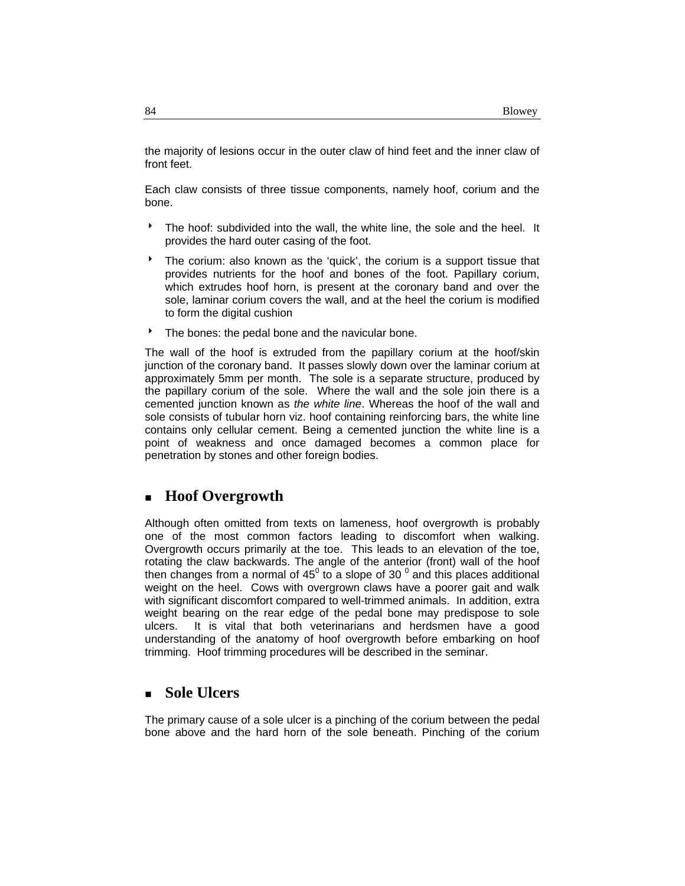the majority of lesions occur in the outer claw of hind feet and the inner claw of front feet.

Each claw consists of three tissue components, namely hoof, corium and the bone.

- The hoof: subdivided into the wall, the white line, the sole and the heel. It provides the hard outer casing of the foot.
- The corium: also known as the 'quick', the corium is a support tissue that provides nutrients for the hoof and bones of the foot. Papillary corium, which extrudes hoof horn, is present at the coronary band and over the sole, laminar corium covers the wall, and at the heel the corium is modified to form the digital cushion
- The bones: the pedal bone and the navicular bone.

The wall of the hoof is extruded from the papillary corium at the hoof/skin junction of the coronary band. It passes slowly down over the laminar corium at approximately 5mm per month. The sole is a separate structure, produced by the papillary corium of the sole. Where the wall and the sole join there is a cemented junction known as *the white line*. Whereas the hoof of the wall and sole consists of tubular horn viz. hoof containing reinforcing bars, the white line contains only cellular cement. Being a cemented junction the white line is a point of weakness and once damaged becomes a common place for penetration by stones and other foreign bodies.

## Hoof Overgrowth

Although often omitted from texts on lameness, hoof overgrowth is probably one of the most common factors leading to discomfort when walking. Overgrowth occurs primarily at the toe. This leads to an elevation of the toe, rotating the claw backwards. The angle of the anterior (front) wall of the hoof then changes from a normal of $45^0$ to a slope of $30^0$ and this places additional weight on the heel. Cows with overgrown claws have a poorer gait and walk with significant discomfort compared to well-trimmed animals. In addition, extra weight bearing on the rear edge of the pedal bone may predispose to sole ulcers. It is vital that both veterinarians and herdsmen have a good understanding of the anatomy of hoof overgrowth before embarking on hoof trimming. Hoof trimming procedures will be described in the seminar.

## Sole Ulcers

The primary cause of a sole ulcer is a pinching of the corium between the pedal bone above and the hard horn of the sole beneath. Pinching of the corium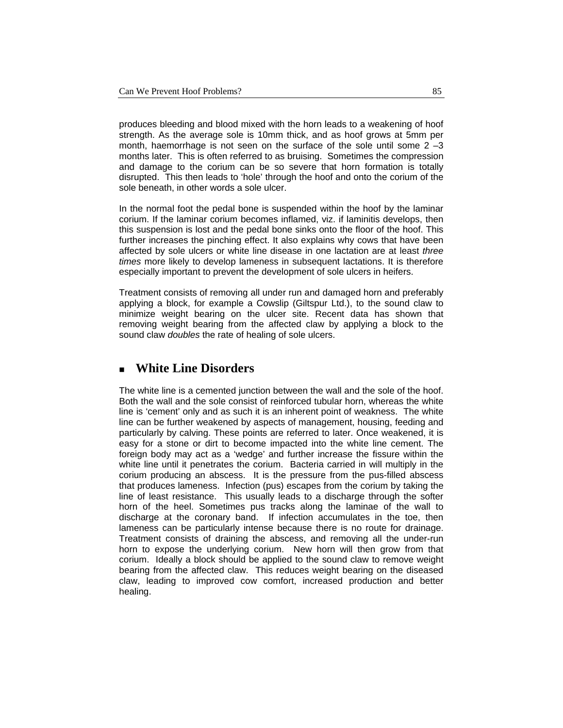produces bleeding and blood mixed with the horn leads to a weakening of hoof strength. As the average sole is 10mm thick, and as hoof grows at 5mm per month, haemorrhage is not seen on the surface of the sole until some 2 –3 months later. This is often referred to as bruising. Sometimes the compression and damage to the corium can be so severe that horn formation is totally disrupted. This then leads to 'hole' through the hoof and onto the corium of the sole beneath, in other words a sole ulcer.

In the normal foot the pedal bone is suspended within the hoof by the laminar corium. If the laminar corium becomes inflamed, viz. if laminitis develops, then this suspension is lost and the pedal bone sinks onto the floor of the hoof. This further increases the pinching effect. It also explains why cows that have been affected by sole ulcers or white line disease in one lactation are at least *three times* more likely to develop lameness in subsequent lactations. It is therefore especially important to prevent the development of sole ulcers in heifers.

Treatment consists of removing all under run and damaged horn and preferably applying a block, for example a Cowslip (Giltspur Ltd.), to the sound claw to minimize weight bearing on the ulcer site. Recent data has shown that removing weight bearing from the affected claw by applying a block to the sound claw *doubles* the rate of healing of sole ulcers.

## White Line Disorders

The white line is a cemented junction between the wall and the sole of the hoof. Both the wall and the sole consist of reinforced tubular horn, whereas the white line is 'cement' only and as such it is an inherent point of weakness. The white line can be further weakened by aspects of management, housing, feeding and particularly by calving. These points are referred to later. Once weakened, it is easy for a stone or dirt to become impacted into the white line cement. The foreign body may act as a 'wedge' and further increase the fissure within the white line until it penetrates the corium. Bacteria carried in will multiply in the corium producing an abscess. It is the pressure from the pus-filled abscess that produces lameness. Infection (pus) escapes from the corium by taking the line of least resistance. This usually leads to a discharge through the softer horn of the heel. Sometimes pus tracks along the laminae of the wall to discharge at the coronary band. If infection accumulates in the toe, then lameness can be particularly intense because there is no route for drainage. Treatment consists of draining the abscess, and removing all the under-run horn to expose the underlying corium. New horn will then grow from that corium. Ideally a block should be applied to the sound claw to remove weight bearing from the affected claw. This reduces weight bearing on the diseased claw, leading to improved cow comfort, increased production and better healing.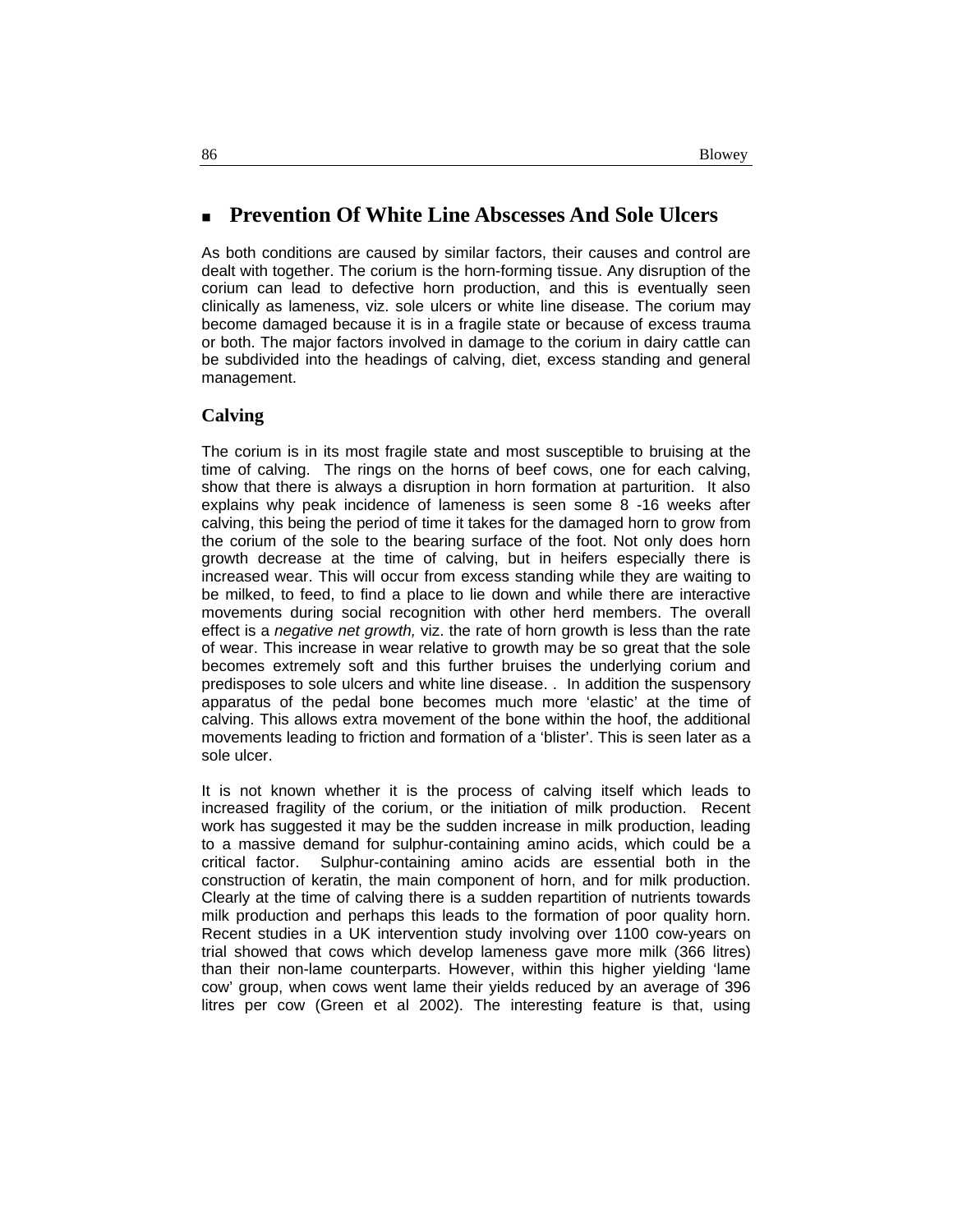## Prevention Of White Line Abscesses And Sole Ulcers

As both conditions are caused by similar factors, their causes and control are dealt with together. The corium is the horn-forming tissue. Any disruption of the corium can lead to defective horn production, and this is eventually seen clinically as lameness, viz. sole ulcers or white line disease. The corium may become damaged because it is in a fragile state or because of excess trauma or both. The major factors involved in damage to the corium in dairy cattle can be subdivided into the headings of calving, diet, excess standing and general management.

### Calving

The corium is in its most fragile state and most susceptible to bruising at the time of calving. The rings on the horns of beef cows, one for each calving, show that there is always a disruption in horn formation at parturition. It also explains why peak incidence of lameness is seen some 8 -16 weeks after calving, this being the period of time it takes for the damaged horn to grow from the corium of the sole to the bearing surface of the foot. Not only does horn growth decrease at the time of calving, but in heifers especially there is increased wear. This will occur from excess standing while they are waiting to be milked, to feed, to find a place to lie down and while there are interactive movements during social recognition with other herd members. The overall effect is a *negative net growth,* viz. the rate of horn growth is less than the rate of wear. This increase in wear relative to growth may be so great that the sole becomes extremely soft and this further bruises the underlying corium and predisposes to sole ulcers and white line disease. . In addition the suspensory apparatus of the pedal bone becomes much more 'elastic' at the time of calving. This allows extra movement of the bone within the hoof, the additional movements leading to friction and formation of a 'blister'. This is seen later as a sole ulcer.

It is not known whether it is the process of calving itself which leads to increased fragility of the corium, or the initiation of milk production. Recent work has suggested it may be the sudden increase in milk production, leading to a massive demand for sulphur-containing amino acids, which could be a critical factor. Sulphur-containing amino acids are essential both in the construction of keratin, the main component of horn, and for milk production. Clearly at the time of calving there is a sudden repartition of nutrients towards milk production and perhaps this leads to the formation of poor quality horn. Recent studies in a UK intervention study involving over 1100 cow-years on trial showed that cows which develop lameness gave more milk (366 litres) than their non-lame counterparts. However, within this higher yielding 'lame cow' group, when cows went lame their yields reduced by an average of 396 litres per cow (Green et al 2002). The interesting feature is that, using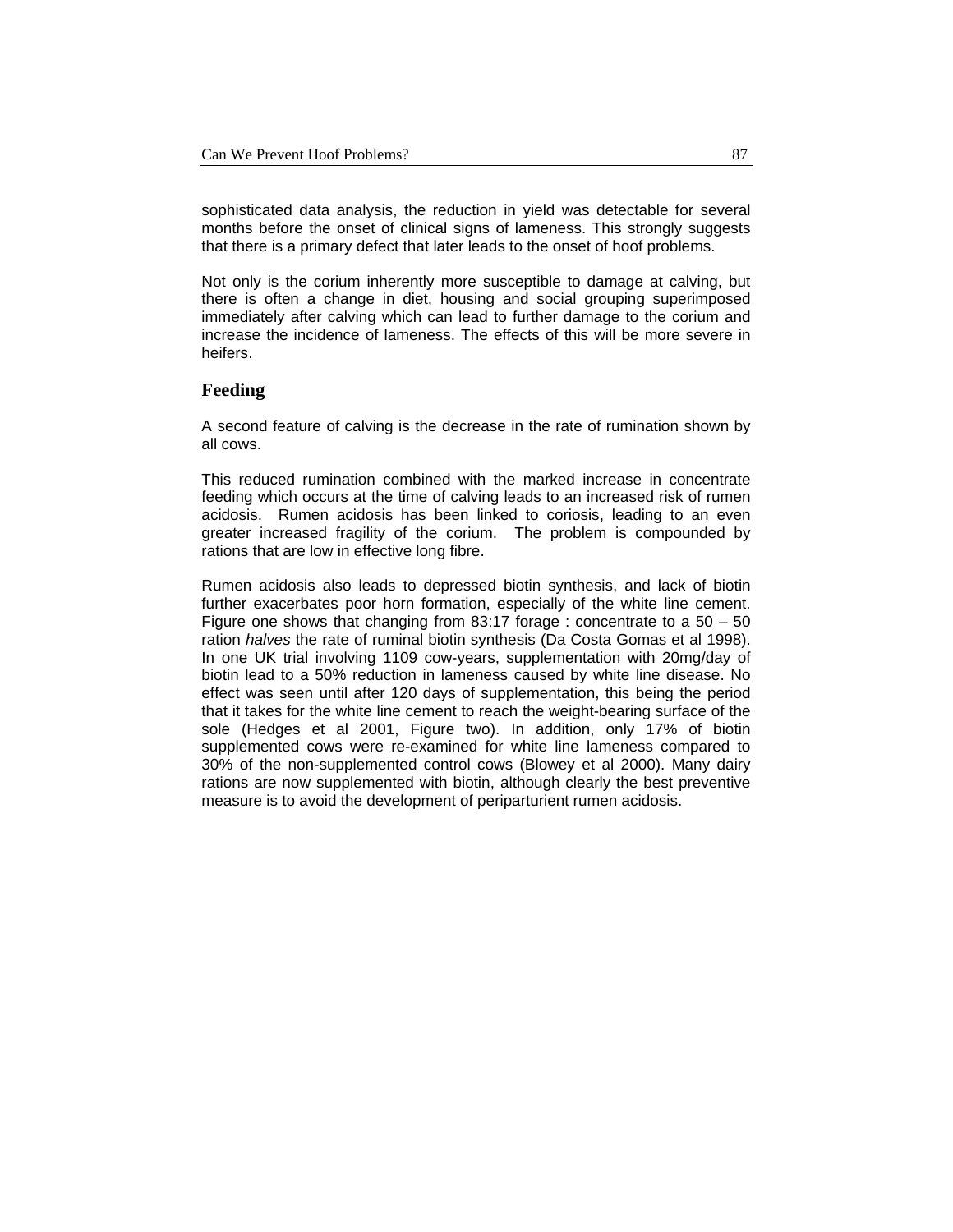sophisticated data analysis, the reduction in yield was detectable for several months before the onset of clinical signs of lameness. This strongly suggests that there is a primary defect that later leads to the onset of hoof problems.

Not only is the corium inherently more susceptible to damage at calving, but there is often a change in diet, housing and social grouping superimposed immediately after calving which can lead to further damage to the corium and increase the incidence of lameness. The effects of this will be more severe in heifers.

## Feeding

A second feature of calving is the decrease in the rate of rumination shown by all cows.

This reduced rumination combined with the marked increase in concentrate feeding which occurs at the time of calving leads to an increased risk of rumen acidosis. Rumen acidosis has been linked to coriosis, leading to an even greater increased fragility of the corium. The problem is compounded by rations that are low in effective long fibre.

Rumen acidosis also leads to depressed biotin synthesis, and lack of biotin further exacerbates poor horn formation, especially of the white line cement. Figure one shows that changing from 83:17 forage : concentrate to a 50 – 50 ration *halves* the rate of ruminal biotin synthesis (Da Costa Gomas et al 1998). In one UK trial involving 1109 cow-years, supplementation with 20mg/day of biotin lead to a 50% reduction in lameness caused by white line disease. No effect was seen until after 120 days of supplementation, this being the period that it takes for the white line cement to reach the weight-bearing surface of the sole (Hedges et al 2001, Figure two). In addition, only 17% of biotin supplemented cows were re-examined for white line lameness compared to 30% of the non-supplemented control cows (Blowey et al 2000). Many dairy rations are now supplemented with biotin, although clearly the best preventive measure is to avoid the development of periparturient rumen acidosis.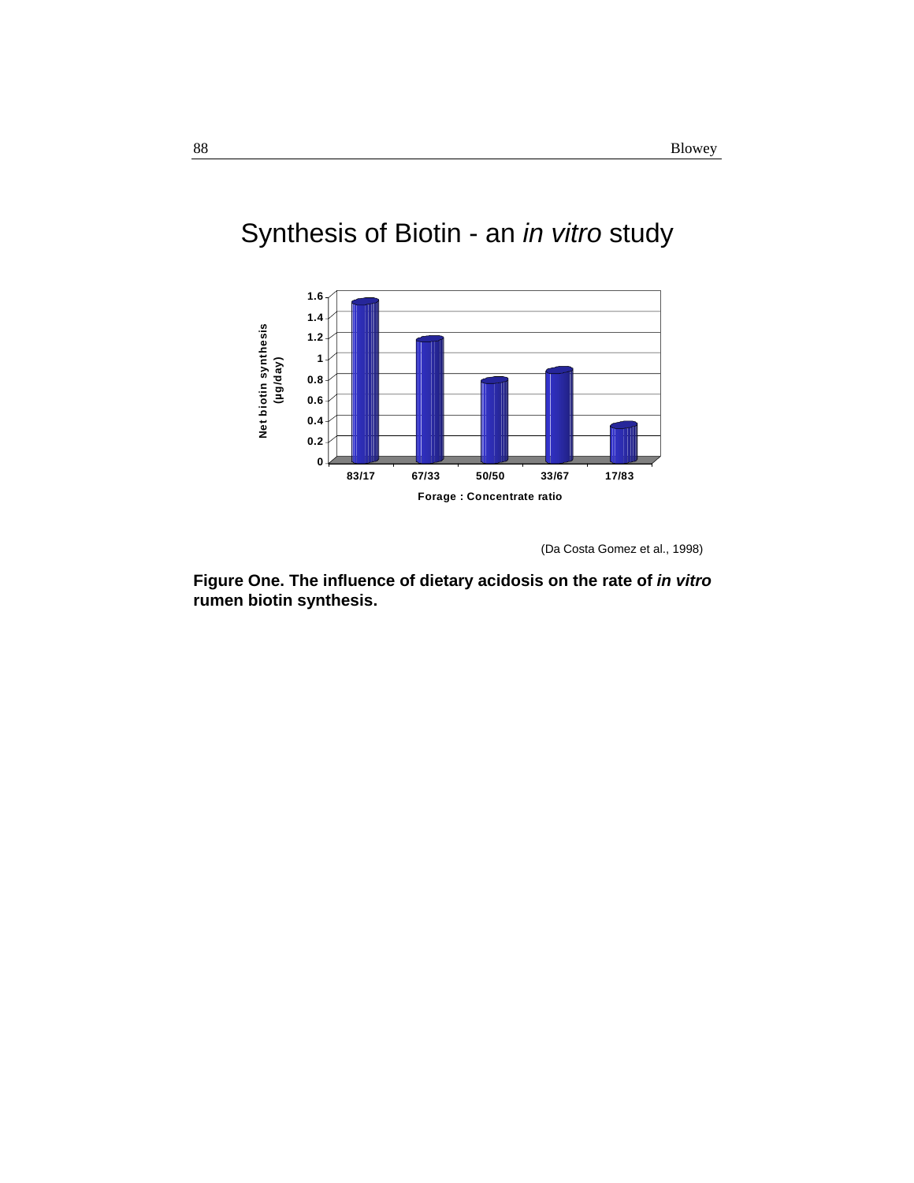Synthesis of Biotin - an *in vitro* study

| Forage : Concentrate ratio | Net biotin synthesis (µg/day) |
|---|---|
| 83/17 | 1.5 |
| 67/33 | 1.15 |
| 50/50 | 0.75 |
| 33/67 | 0.85 |
| 17/83 | 0.3 |

(Da Costa Gomez et al., 1998)

**Figure One. The influence of dietary acidosis on the rate of *in vitro* rumen biotin synthesis.**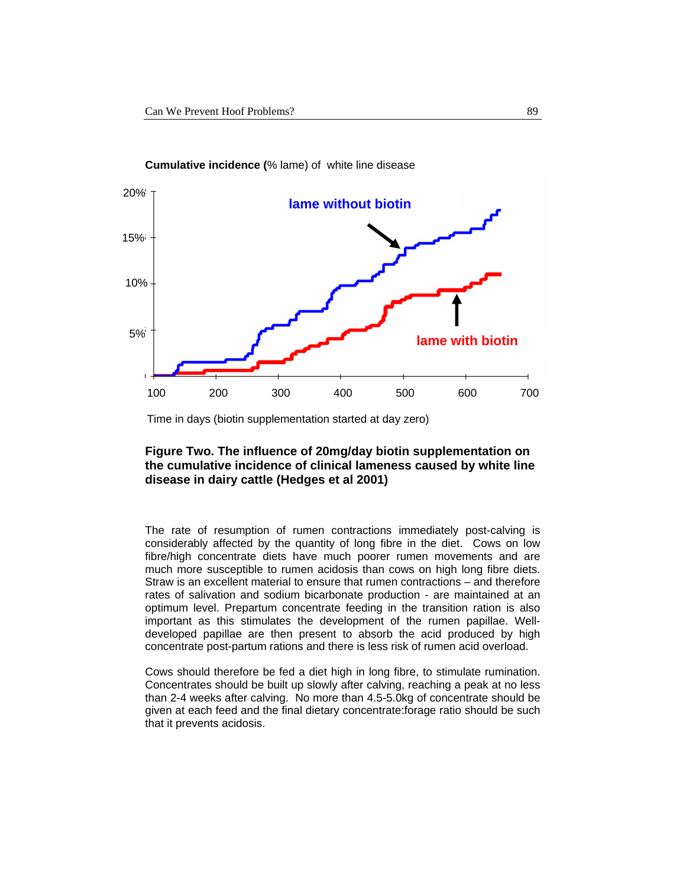**Cumulative incidence (**% lame) of white line disease

20%

15%

10%

5%

lame without biotin

lame with biotin

100 200 300 400 500 600 700

Time in days (biotin supplementation started at day zero)

**Figure Two. The influence of 20mg/day biotin supplementation on the cumulative incidence of clinical lameness caused by white line disease in dairy cattle (Hedges et al 2001)**

The rate of resumption of rumen contractions immediately post-calving is considerably affected by the quantity of long fibre in the diet. Cows on low fibre/high concentrate diets have much poorer rumen movements and are much more susceptible to rumen acidosis than cows on high long fibre diets. Straw is an excellent material to ensure that rumen contractions – and therefore rates of salivation and sodium bicarbonate production - are maintained at an optimum level. Prepartum concentrate feeding in the transition ration is also important as this stimulates the development of the rumen papillae. Well-developed papillae are then present to absorb the acid produced by high concentrate post-partum rations and there is less risk of rumen acid overload.

Cows should therefore be fed a diet high in long fibre, to stimulate rumination. Concentrates should be built up slowly after calving, reaching a peak at no less than 2-4 weeks after calving. No more than 4.5-5.0kg of concentrate should be given at each feed and the final dietary concentrate:forage ratio should be such that it prevents acidosis.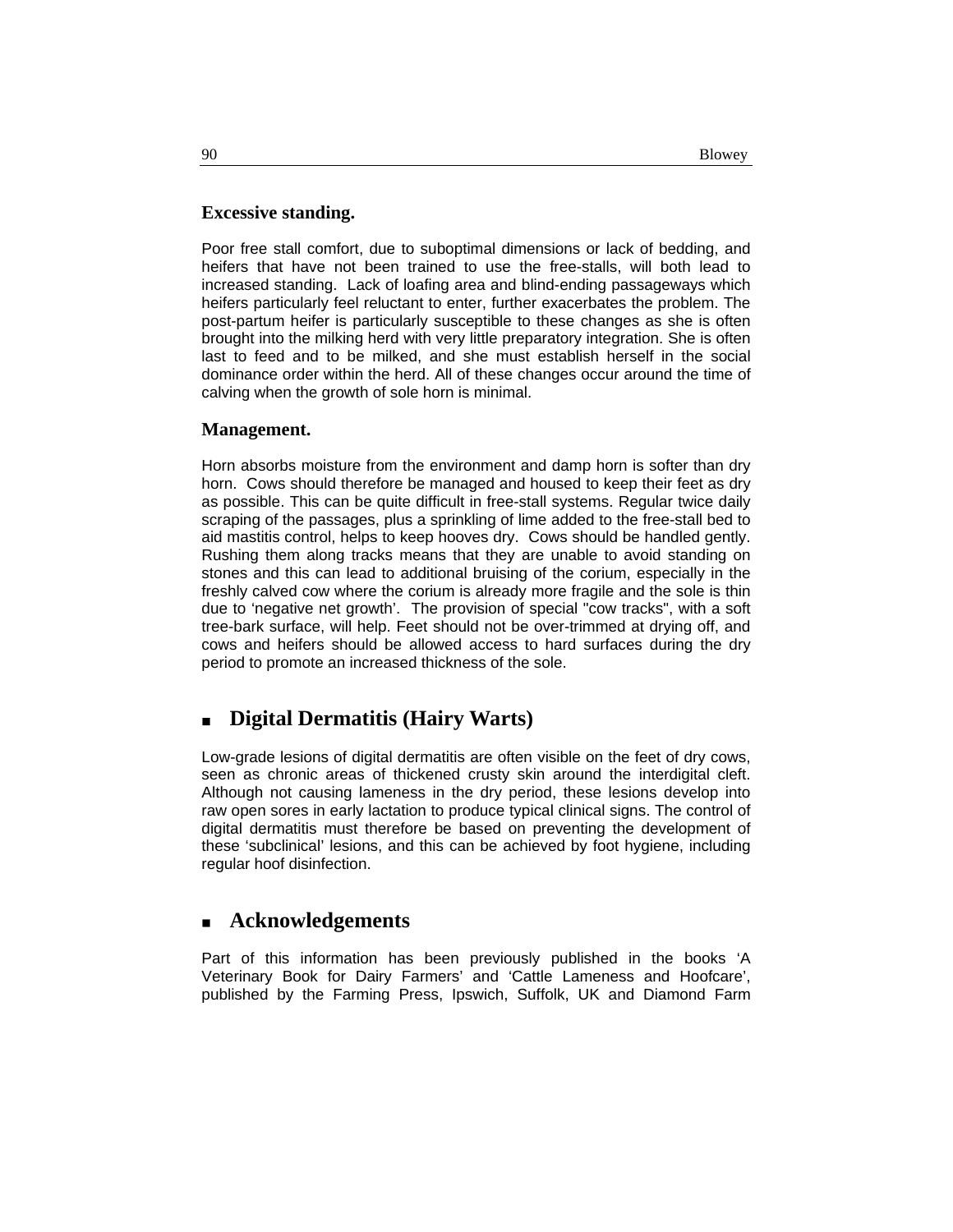### Excessive standing.

Poor free stall comfort, due to suboptimal dimensions or lack of bedding, and heifers that have not been trained to use the free-stalls, will both lead to increased standing. Lack of loafing area and blind-ending passageways which heifers particularly feel reluctant to enter, further exacerbates the problem. The post-partum heifer is particularly susceptible to these changes as she is often brought into the milking herd with very little preparatory integration. She is often last to feed and to be milked, and she must establish herself in the social dominance order within the herd. All of these changes occur around the time of calving when the growth of sole horn is minimal.

### Management.

Horn absorbs moisture from the environment and damp horn is softer than dry horn. Cows should therefore be managed and housed to keep their feet as dry as possible. This can be quite difficult in free-stall systems. Regular twice daily scraping of the passages, plus a sprinkling of lime added to the free-stall bed to aid mastitis control, helps to keep hooves dry. Cows should be handled gently. Rushing them along tracks means that they are unable to avoid standing on stones and this can lead to additional bruising of the corium, especially in the freshly calved cow where the corium is already more fragile and the sole is thin due to 'negative net growth'. The provision of special "cow tracks", with a soft tree-bark surface, will help. Feet should not be over-trimmed at drying off, and cows and heifers should be allowed access to hard surfaces during the dry period to promote an increased thickness of the sole.

## Digital Dermatitis (Hairy Warts)

Low-grade lesions of digital dermatitis are often visible on the feet of dry cows, seen as chronic areas of thickened crusty skin around the interdigital cleft. Although not causing lameness in the dry period, these lesions develop into raw open sores in early lactation to produce typical clinical signs. The control of digital dermatitis must therefore be based on preventing the development of these 'subclinical' lesions, and this can be achieved by foot hygiene, including regular hoof disinfection.

## Acknowledgements

Part of this information has been previously published in the books 'A Veterinary Book for Dairy Farmers' and 'Cattle Lameness and Hoofcare', published by the Farming Press, Ipswich, Suffolk, UK and Diamond Farm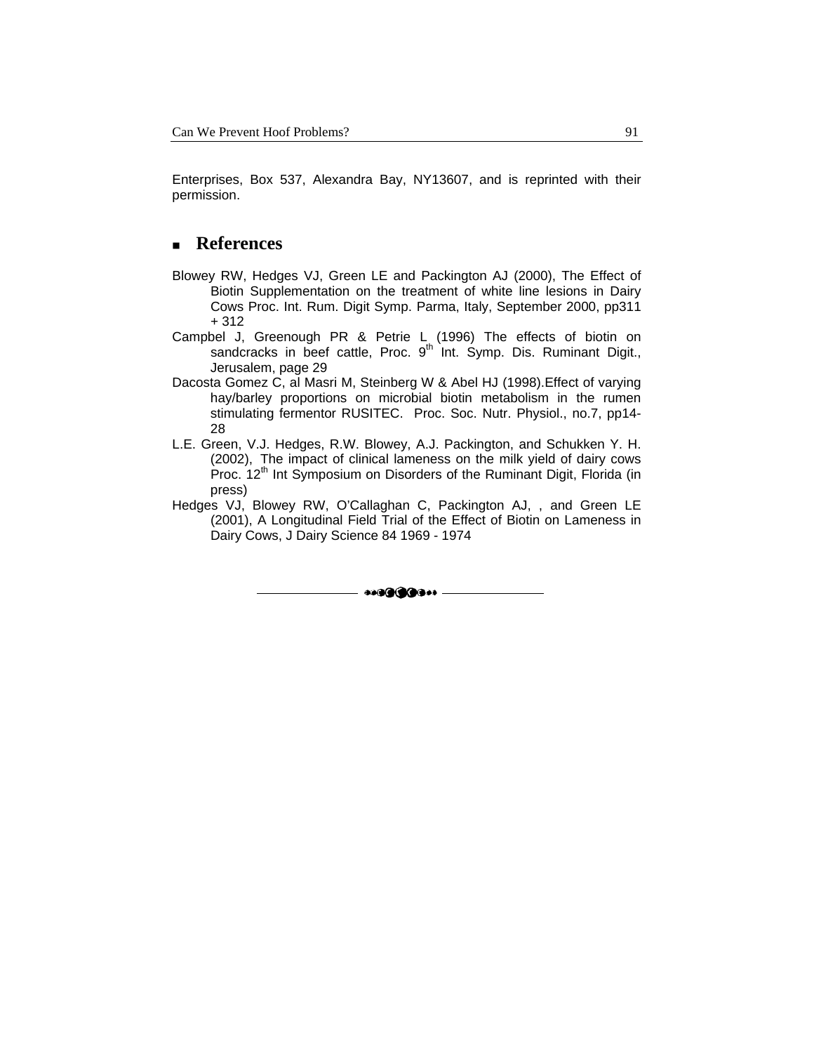Enterprises, Box 537, Alexandra Bay, NY13607, and is reprinted with their permission.

## References

Blowey RW, Hedges VJ, Green LE and Packington AJ (2000), The Effect of Biotin Supplementation on the treatment of white line lesions in Dairy Cows Proc. Int. Rum. Digit Symp. Parma, Italy, September 2000, pp311 + 312

Campbel J, Greenough PR & Petrie L (1996) The effects of biotin on sandcracks in beef cattle, Proc. 9th Int. Symp. Dis. Ruminant Digit., Jerusalem, page 29

Dacosta Gomez C, al Masri M, Steinberg W & Abel HJ (1998).Effect of varying hay/barley proportions on microbial biotin metabolism in the rumen stimulating fermentor RUSITEC. Proc. Soc. Nutr. Physiol., no.7, pp14-28

L.E. Green, V.J. Hedges, R.W. Blowey, A.J. Packington, and Schukken Y. H. (2002), The impact of clinical lameness on the milk yield of dairy cows Proc. 12th Int Symposium on Disorders of the Ruminant Digit, Florida (in press)

Hedges VJ, Blowey RW, O'Callaghan C, Packington AJ, , and Green LE (2001), A Longitudinal Field Trial of the Effect of Biotin on Lameness in Dairy Cows, J Dairy Science 84 1969 - 1974